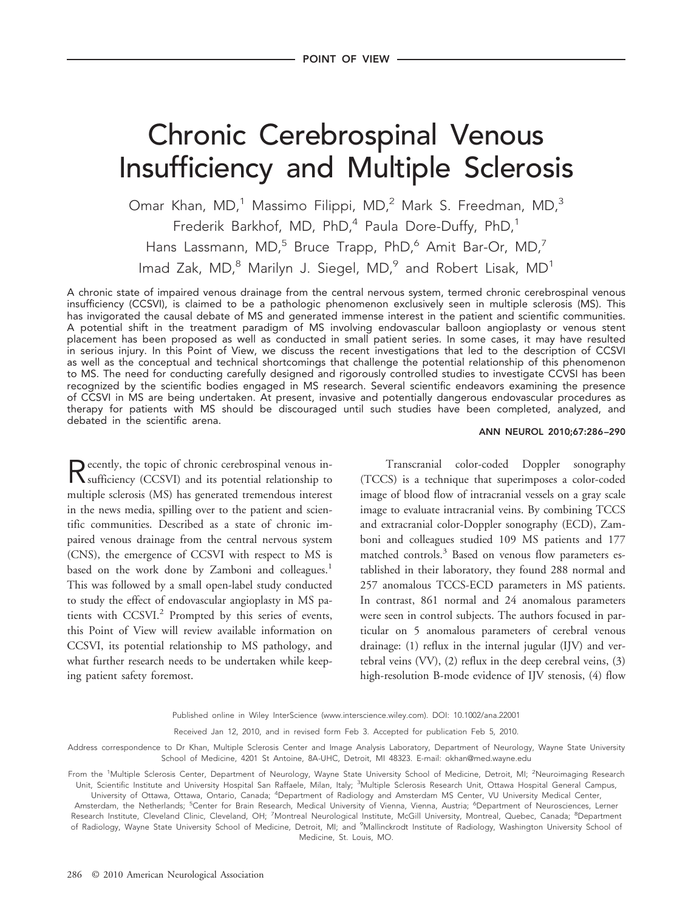POINT OF VIEW

# Chronic Cerebrospinal Venous Insufficiency and Multiple Sclerosis

Omar Khan, MD,[1] Massimo Filippi, MD,[2] Mark S. Freedman, MD,[3] Frederik Barkhof, MD, PhD,[4] Paula Dore-Duffy, PhD,[1] Hans Lassmann, MD,[5] Bruce Trapp, PhD,[6] Amit Bar-Or, MD,[7] Imad Zak, MD,[8] Marilyn J. Siegel, MD,[9] and Robert Lisak, MD[1]

A chronic state of impaired venous drainage from the central nervous system, termed chronic cerebrospinal venous insufficiency (CCSVI), is claimed to be a pathologic phenomenon exclusively seen in multiple sclerosis (MS). This has invigorated the causal debate of MS and generated immense interest in the patient and scientific communities. A potential shift in the treatment paradigm of MS involving endovascular balloon angioplasty or venous stent placement has been proposed as well as conducted in small patient series. In some cases, it may have resulted in serious injury. In this Point of View, we discuss the recent investigations that led to the description of CCSVI as well as the conceptual and technical shortcomings that challenge the potential relationship of this phenomenon to MS. The need for conducting carefully designed and rigorously controlled studies to investigate CCVSI has been recognized by the scientific bodies engaged in MS research. Several scientific endeavors examining the presence of CCSVI in MS are being undertaken. At present, invasive and potentially dangerous endovascular procedures as therapy for patients with MS should be discouraged until such studies have been completed, analyzed, and debated in the scientific arena.

ANN NEUROL 2010;67:286–290

Recently, the topic of chronic cerebrospinal venous insufficiency (CCSVI) and its potential relationship to multiple sclerosis (MS) has generated tremendous interest in the news media, spilling over to the patient and scientific communities. Described as a state of chronic impaired venous drainage from the central nervous system (CNS), the emergence of CCSVI with respect to MS is based on the work done by Zamboni and colleagues.[1] This was followed by a small open-label study conducted to study the effect of endovascular angioplasty in MS patients with CCSVI.[2] Prompted by this series of events, this Point of View will review available information on CCSVI, its potential relationship to MS pathology, and what further research needs to be undertaken while keeping patient safety foremost.

Transcranial color-coded Doppler sonography (TCCS) is a technique that superimposes a color-coded image of blood flow of intracranial vessels on a gray scale image to evaluate intracranial veins. By combining TCCS and extracranial color-Doppler sonography (ECD), Zamboni and colleagues studied 109 MS patients and 177 matched controls.[3] Based on venous flow parameters established in their laboratory, they found 288 normal and 257 anomalous TCCS-ECD parameters in MS patients. In contrast, 861 normal and 24 anomalous parameters were seen in control subjects. The authors focused in particular on 5 anomalous parameters of cerebral venous drainage: (1) reflux in the internal jugular (IJV) and vertebral veins (VV), (2) reflux in the deep cerebral veins, (3) high-resolution B-mode evidence of IJV stenosis, (4) flow

Published online in Wiley InterScience (www.interscience.wiley.com). DOI: 10.1002/ana.22001

Received Jan 12, 2010, and in revised form Feb 3. Accepted for publication Feb 5, 2010.

Address correspondence to Dr Khan, Multiple Sclerosis Center and Image Analysis Laboratory, Department of Neurology, Wayne State University School of Medicine, 4201 St Antoine, 8A-UHC, Detroit, MI 48323. E-mail: okhan@med.wayne.edu

From the [1]Multiple Sclerosis Center, Department of Neurology, Wayne State University School of Medicine, Detroit, MI; [2]Neuroimaging Research Unit, Scientific Institute and University Hospital San Raffaele, Milan, Italy; [3]Multiple Sclerosis Research Unit, Ottawa Hospital General Campus, University of Ottawa, Ottawa, Ontario, Canada; [4]Department of Radiology and Amsterdam MS Center, VU University Medical Center, Amsterdam, the Netherlands; [5]Center for Brain Research, Medical University of Vienna, Vienna, Austria; [6]Department of Neurosciences, Lerner Research Institute, Cleveland Clinic, Cleveland, OH; [7]Montreal Neurological Institute, McGill University, Montreal, Quebec, Canada; [8]Department of Radiology, Wayne State University School of Medicine, Detroit, MI; and [9]Mallinckrodt Institute of Radiology, Washington University School of Medicine, St. Louis, MO.

© 2010 American Neurological Association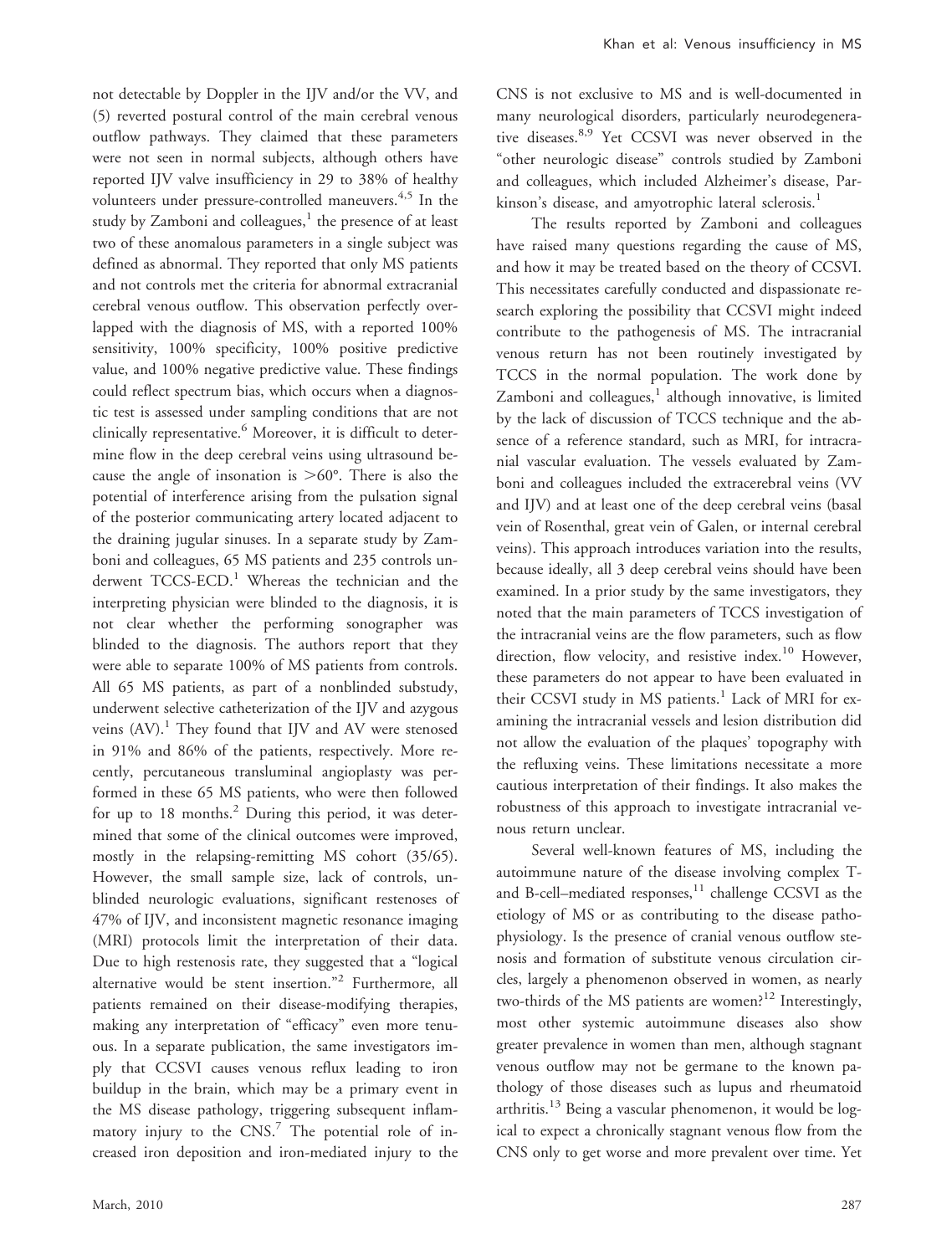not detectable by Doppler in the IJV and/or the VV, and (5) reverted postural control of the main cerebral venous outflow pathways. They claimed that these parameters were not seen in normal subjects, although others have reported IJV valve insufficiency in 29 to 38% of healthy volunteers under pressure-controlled maneuvers.[4,5] In the study by Zamboni and colleagues,[1] the presence of at least two of these anomalous parameters in a single subject was defined as abnormal. They reported that only MS patients and not controls met the criteria for abnormal extracranial cerebral venous outflow. This observation perfectly overlapped with the diagnosis of MS, with a reported 100% sensitivity, 100% specificity, 100% positive predictive value, and 100% negative predictive value. These findings could reflect spectrum bias, which occurs when a diagnostic test is assessed under sampling conditions that are not clinically representative.[6] Moreover, it is difficult to determine flow in the deep cerebral veins using ultrasound because the angle of insonation is $>60°$. There is also the potential of interference arising from the pulsation signal of the posterior communicating artery located adjacent to the draining jugular sinuses. In a separate study by Zamboni and colleagues, 65 MS patients and 235 controls underwent TCCS-ECD.[1] Whereas the technician and the interpreting physician were blinded to the diagnosis, it is not clear whether the performing sonographer was blinded to the diagnosis. The authors report that they were able to separate 100% of MS patients from controls. All 65 MS patients, as part of a nonblinded substudy, underwent selective catheterization of the IJV and azygous veins (AV).[1] They found that IJV and AV were stenosed in 91% and 86% of the patients, respectively. More recently, percutaneous transluminal angioplasty was performed in these 65 MS patients, who were then followed for up to 18 months.[2] During this period, it was determined that some of the clinical outcomes were improved, mostly in the relapsing-remitting MS cohort (35/65). However, the small sample size, lack of controls, unblinded neurologic evaluations, significant restenoses of 47% of IJV, and inconsistent magnetic resonance imaging (MRI) protocols limit the interpretation of their data. Due to high restenosis rate, they suggested that a "logical alternative would be stent insertion."[2] Furthermore, all patients remained on their disease-modifying therapies, making any interpretation of "efficacy" even more tenuous. In a separate publication, the same investigators imply that CCSVI causes venous reflux leading to iron buildup in the brain, which may be a primary event in the MS disease pathology, triggering subsequent inflammatory injury to the CNS.[7] The potential role of increased iron deposition and iron-mediated injury to the CNS is not exclusive to MS and is well-documented in many neurological disorders, particularly neurodegenerative diseases.[8,9] Yet CCSVI was never observed in the "other neurologic disease" controls studied by Zamboni and colleagues, which included Alzheimer's disease, Parkinson's disease, and amyotrophic lateral sclerosis.[1]

The results reported by Zamboni and colleagues have raised many questions regarding the cause of MS, and how it may be treated based on the theory of CCSVI. This necessitates carefully conducted and dispassionate research exploring the possibility that CCSVI might indeed contribute to the pathogenesis of MS. The intracranial venous return has not been routinely investigated by TCCS in the normal population. The work done by Zamboni and colleagues,[1] although innovative, is limited by the lack of discussion of TCCS technique and the absence of a reference standard, such as MRI, for intracranial vascular evaluation. The vessels evaluated by Zamboni and colleagues included the extracerebral veins (VV and IJV) and at least one of the deep cerebral veins (basal vein of Rosenthal, great vein of Galen, or internal cerebral veins). This approach introduces variation into the results, because ideally, all 3 deep cerebral veins should have been examined. In a prior study by the same investigators, they noted that the main parameters of TCCS investigation of the intracranial veins are the flow parameters, such as flow direction, flow velocity, and resistive index.[10] However, these parameters do not appear to have been evaluated in their CCSVI study in MS patients.[1] Lack of MRI for examining the intracranial vessels and lesion distribution did not allow the evaluation of the plaques' topography with the refluxing veins. These limitations necessitate a more cautious interpretation of their findings. It also makes the robustness of this approach to investigate intracranial venous return unclear.

Several well-known features of MS, including the autoimmune nature of the disease involving complex T- and B-cell–mediated responses,[11] challenge CCSVI as the etiology of MS or as contributing to the disease pathophysiology. Is the presence of cranial venous outflow stenosis and formation of substitute venous circulation circles, largely a phenomenon observed in women, as nearly two-thirds of the MS patients are women?[12] Interestingly, most other systemic autoimmune diseases also show greater prevalence in women than men, although stagnant venous outflow may not be germane to the known pathology of those diseases such as lupus and rheumatoid arthritis.[13] Being a vascular phenomenon, it would be logical to expect a chronically stagnant venous flow from the CNS only to get worse and more prevalent over time. Yet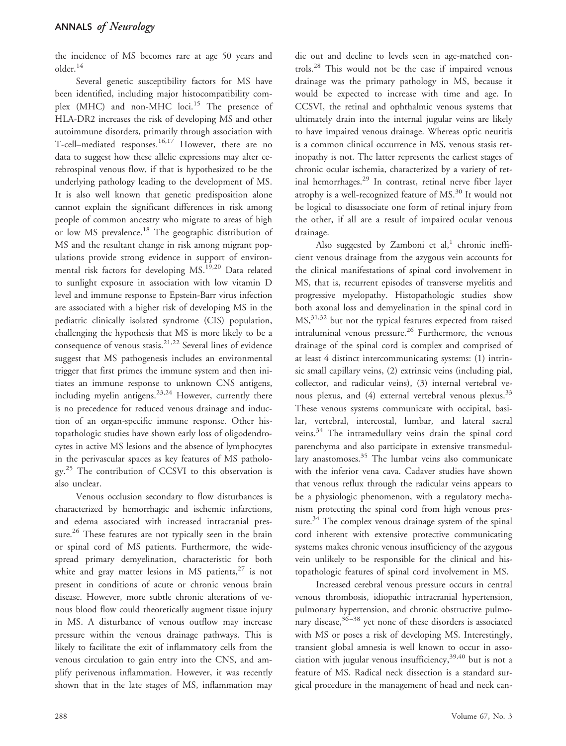the incidence of MS becomes rare at age 50 years and older.[14]

Several genetic susceptibility factors for MS have been identified, including major histocompatibility complex (MHC) and non-MHC loci.[15] The presence of HLA-DR2 increases the risk of developing MS and other autoimmune disorders, primarily through association with T-cell–mediated responses.[16,17] However, there are no data to suggest how these allelic expressions may alter cerebrospinal venous flow, if that is hypothesized to be the underlying pathology leading to the development of MS. It is also well known that genetic predisposition alone cannot explain the significant differences in risk among people of common ancestry who migrate to areas of high or low MS prevalence.[18] The geographic distribution of MS and the resultant change in risk among migrant populations provide strong evidence in support of environmental risk factors for developing MS.[19,20] Data related to sunlight exposure in association with low vitamin D level and immune response to Epstein-Barr virus infection are associated with a higher risk of developing MS in the pediatric clinically isolated syndrome (CIS) population, challenging the hypothesis that MS is more likely to be a consequence of venous stasis.[21,22] Several lines of evidence suggest that MS pathogenesis includes an environmental trigger that first primes the immune system and then initiates an immune response to unknown CNS antigens, including myelin antigens.[23,24] However, currently there is no precedence for reduced venous drainage and induction of an organ-specific immune response. Other histopathologic studies have shown early loss of oligodendrocytes in active MS lesions and the absence of lymphocytes in the perivascular spaces as key features of MS pathology.[25] The contribution of CCSVI to this observation is also unclear.

Venous occlusion secondary to flow disturbances is characterized by hemorrhagic and ischemic infarctions, and edema associated with increased intracranial pressure.[26] These features are not typically seen in the brain or spinal cord of MS patients. Furthermore, the widespread primary demyelination, characteristic for both white and gray matter lesions in MS patients,[27] is not present in conditions of acute or chronic venous brain disease. However, more subtle chronic alterations of venous blood flow could theoretically augment tissue injury in MS. A disturbance of venous outflow may increase pressure within the venous drainage pathways. This is likely to facilitate the exit of inflammatory cells from the venous circulation to gain entry into the CNS, and amplify perivenous inflammation. However, it was recently shown that in the late stages of MS, inflammation may die out and decline to levels seen in age-matched controls.[28] This would not be the case if impaired venous drainage was the primary pathology in MS, because it would be expected to increase with time and age. In CCSVI, the retinal and ophthalmic venous systems that ultimately drain into the internal jugular veins are likely to have impaired venous drainage. Whereas optic neuritis is a common clinical occurrence in MS, venous stasis retinopathy is not. The latter represents the earliest stages of chronic ocular ischemia, characterized by a variety of retinal hemorrhages.[29] In contrast, retinal nerve fiber layer atrophy is a well-recognized feature of MS.[30] It would not be logical to disassociate one form of retinal injury from the other, if all are a result of impaired ocular venous drainage.

Also suggested by Zamboni et al,[1] chronic inefficient venous drainage from the azygous vein accounts for the clinical manifestations of spinal cord involvement in MS, that is, recurrent episodes of transverse myelitis and progressive myelopathy. Histopathologic studies show both axonal loss and demyelination in the spinal cord in MS,[31,32] but not the typical features expected from raised intraluminal venous pressure.[26] Furthermore, the venous drainage of the spinal cord is complex and comprised of at least 4 distinct intercommunicating systems: (1) intrinsic small capillary veins, (2) extrinsic veins (including pial, collector, and radicular veins), (3) internal vertebral venous plexus, and (4) external vertebral venous plexus.[33] These venous systems communicate with occipital, basilar, vertebral, intercostal, lumbar, and lateral sacral veins.[34] The intramedullary veins drain the spinal cord parenchyma and also participate in extensive transmedullary anastomoses.[35] The lumbar veins also communicate with the inferior vena cava. Cadaver studies have shown that venous reflux through the radicular veins appears to be a physiologic phenomenon, with a regulatory mechanism protecting the spinal cord from high venous pressure.[34] The complex venous drainage system of the spinal cord inherent with extensive protective communicating systems makes chronic venous insufficiency of the azygous vein unlikely to be responsible for the clinical and histopathologic features of spinal cord involvement in MS.

Increased cerebral venous pressure occurs in central venous thrombosis, idiopathic intracranial hypertension, pulmonary hypertension, and chronic obstructive pulmonary disease,[36–38] yet none of these disorders is associated with MS or poses a risk of developing MS. Interestingly, transient global amnesia is well known to occur in association with jugular venous insufficiency,[39,40] but is not a feature of MS. Radical neck dissection is a standard surgical procedure in the management of head and neck can-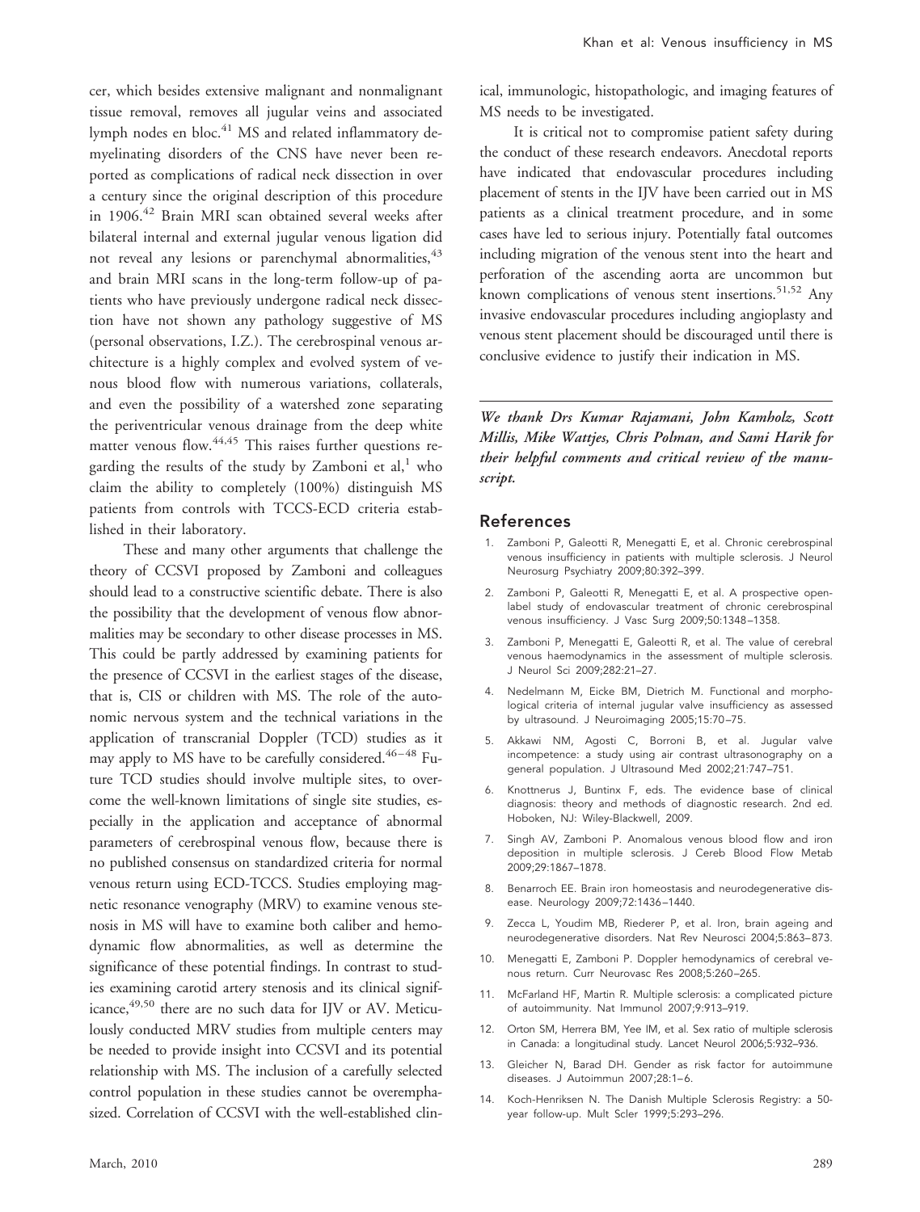cer, which besides extensive malignant and nonmalignant tissue removal, removes all jugular veins and associated lymph nodes en bloc.[41] MS and related inflammatory demyelinating disorders of the CNS have never been reported as complications of radical neck dissection in over a century since the original description of this procedure in 1906.[42] Brain MRI scan obtained several weeks after bilateral internal and external jugular venous ligation did not reveal any lesions or parenchymal abnormalities,[43] and brain MRI scans in the long-term follow-up of patients who have previously undergone radical neck dissection have not shown any pathology suggestive of MS (personal observations, I.Z.). The cerebrospinal venous architecture is a highly complex and evolved system of venous blood flow with numerous variations, collaterals, and even the possibility of a watershed zone separating the periventricular venous drainage from the deep white matter venous flow.[44,45] This raises further questions regarding the results of the study by Zamboni et al,[1] who claim the ability to completely (100%) distinguish MS patients from controls with TCCS-ECD criteria established in their laboratory.

These and many other arguments that challenge the theory of CCSVI proposed by Zamboni and colleagues should lead to a constructive scientific debate. There is also the possibility that the development of venous flow abnormalities may be secondary to other disease processes in MS. This could be partly addressed by examining patients for the presence of CCSVI in the earliest stages of the disease, that is, CIS or children with MS. The role of the autonomic nervous system and the technical variations in the application of transcranial Doppler (TCD) studies as it may apply to MS have to be carefully considered.[46–48] Future TCD studies should involve multiple sites, to overcome the well-known limitations of single site studies, especially in the application and acceptance of abnormal parameters of cerebrospinal venous flow, because there is no published consensus on standardized criteria for normal venous return using ECD-TCCS. Studies employing magnetic resonance venography (MRV) to examine venous stenosis in MS will have to examine both caliber and hemodynamic flow abnormalities, as well as determine the significance of these potential findings. In contrast to studies examining carotid artery stenosis and its clinical significance,[49,50] there are no such data for IJV or AV. Meticulously conducted MRV studies from multiple centers may be needed to provide insight into CCSVI and its potential relationship with MS. The inclusion of a carefully selected control population in these studies cannot be overemphasized. Correlation of CCSVI with the well-established clinical, immunologic, histopathologic, and imaging features of MS needs to be investigated.

It is critical not to compromise patient safety during the conduct of these research endeavors. Anecdotal reports have indicated that endovascular procedures including placement of stents in the IJV have been carried out in MS patients as a clinical treatment procedure, and in some cases have led to serious injury. Potentially fatal outcomes including migration of the venous stent into the heart and perforation of the ascending aorta are uncommon but known complications of venous stent insertions.[51,52] Any invasive endovascular procedures including angioplasty and venous stent placement should be discouraged until there is conclusive evidence to justify their indication in MS.

***We thank Drs Kumar Rajamani, John Kamholz, Scott Millis, Mike Wattjes, Chris Polman, and Sami Harik for their helpful comments and critical review of the manuscript.***

## References

1. Zamboni P, Galeotti R, Menegatti E, et al. Chronic cerebrospinal venous insufficiency in patients with multiple sclerosis. J Neurol Neurosurg Psychiatry 2009;80:392–399.
2. Zamboni P, Galeotti R, Menegatti E, et al. A prospective open-label study of endovascular treatment of chronic cerebrospinal venous insufficiency. J Vasc Surg 2009;50:1348–1358.
3. Zamboni P, Menegatti E, Galeotti R, et al. The value of cerebral venous haemodynamics in the assessment of multiple sclerosis. J Neurol Sci 2009;282:21–27.
4. Nedelmann M, Eicke BM, Dietrich M. Functional and morphological criteria of internal jugular valve insufficiency as assessed by ultrasound. J Neuroimaging 2005;15:70–75.
5. Akkawi NM, Agosti C, Borroni B, et al. Jugular valve incompetence: a study using air contrast ultrasonography on a general population. J Ultrasound Med 2002;21:747–751.
6. Knottnerus J, Buntinx F, eds. The evidence base of clinical diagnosis: theory and methods of diagnostic research. 2nd ed. Hoboken, NJ: Wiley-Blackwell, 2009.
7. Singh AV, Zamboni P. Anomalous venous blood flow and iron deposition in multiple sclerosis. J Cereb Blood Flow Metab 2009;29:1867–1878.
8. Benarroch EE. Brain iron homeostasis and neurodegenerative disease. Neurology 2009;72:1436–1440.
9. Zecca L, Youdim MB, Riederer P, et al. Iron, brain ageing and neurodegenerative disorders. Nat Rev Neurosci 2004;5:863–873.
10. Menegatti E, Zamboni P. Doppler hemodynamics of cerebral venous return. Curr Neurovasc Res 2008;5:260–265.
11. McFarland HF, Martin R. Multiple sclerosis: a complicated picture of autoimmunity. Nat Immunol 2007;9:913–919.
12. Orton SM, Herrera BM, Yee IM, et al. Sex ratio of multiple sclerosis in Canada: a longitudinal study. Lancet Neurol 2006;5:932–936.
13. Gleicher N, Barad DH. Gender as risk factor for autoimmune diseases. J Autoimmun 2007;28:1–6.
14. Koch-Henriksen N. The Danish Multiple Sclerosis Registry: a 50-year follow-up. Mult Scler 1999;5:293–296.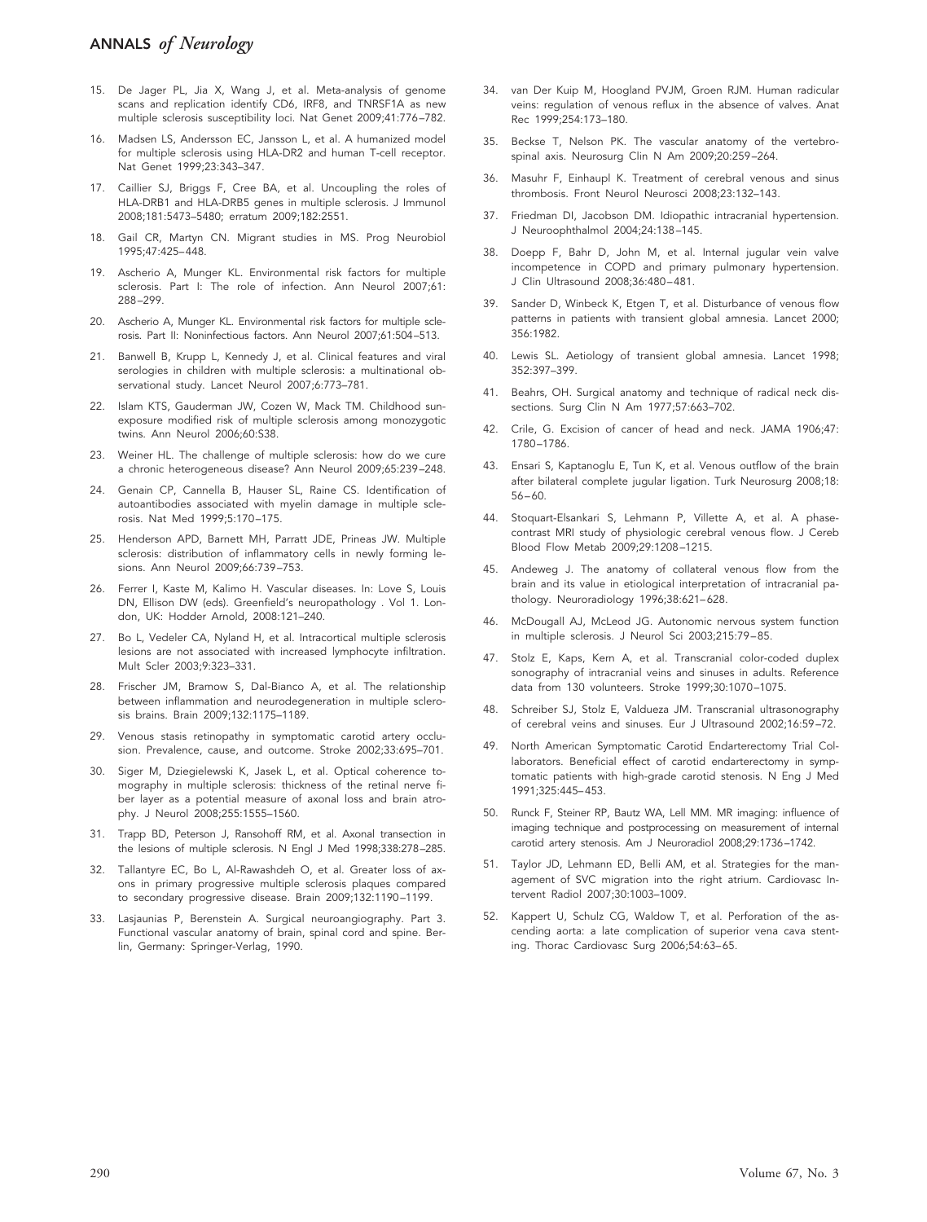15. De Jager PL, Jia X, Wang J, et al. Meta-analysis of genome scans and replication identify CD6, IRF8, and TNRSF1A as new multiple sclerosis susceptibility loci. Nat Genet 2009;41:776–782.
16. Madsen LS, Andersson EC, Jansson L, et al. A humanized model for multiple sclerosis using HLA-DR2 and human T-cell receptor. Nat Genet 1999;23:343–347.
17. Caillier SJ, Briggs F, Cree BA, et al. Uncoupling the roles of HLA-DRB1 and HLA-DRB5 genes in multiple sclerosis. J Immunol 2008;181:5473–5480; erratum 2009;182:2551.
18. Gail CR, Martyn CN. Migrant studies in MS. Prog Neurobiol 1995;47:425–448.
19. Ascherio A, Munger KL. Environmental risk factors for multiple sclerosis. Part I: The role of infection. Ann Neurol 2007;61: 288–299.
20. Ascherio A, Munger KL. Environmental risk factors for multiple sclerosis. Part II: Noninfectious factors. Ann Neurol 2007;61:504–513.
21. Banwell B, Krupp L, Kennedy J, et al. Clinical features and viral serologies in children with multiple sclerosis: a multinational observational study. Lancet Neurol 2007;6:773–781.
22. Islam KTS, Gauderman JW, Cozen W, Mack TM. Childhood sun-exposure modified risk of multiple sclerosis among monozygotic twins. Ann Neurol 2006;60:S38.
23. Weiner HL. The challenge of multiple sclerosis: how do we cure a chronic heterogeneous disease? Ann Neurol 2009;65:239–248.
24. Genain CP, Cannella B, Hauser SL, Raine CS. Identification of autoantibodies associated with myelin damage in multiple sclerosis. Nat Med 1999;5:170–175.
25. Henderson APD, Barnett MH, Parratt JDE, Prineas JW. Multiple sclerosis: distribution of inflammatory cells in newly forming lesions. Ann Neurol 2009;66:739–753.
26. Ferrer I, Kaste M, Kalimo H. Vascular diseases. In: Love S, Louis DN, Ellison DW (eds). Greenfield's neuropathology . Vol 1. London, UK: Hodder Arnold, 2008:121–240.
27. Bo L, Vedeler CA, Nyland H, et al. Intracortical multiple sclerosis lesions are not associated with increased lymphocyte infiltration. Mult Scler 2003;9:323–331.
28. Frischer JM, Bramow S, Dal-Bianco A, et al. The relationship between inflammation and neurodegeneration in multiple sclerosis brains. Brain 2009;132:1175–1189.
29. Venous stasis retinopathy in symptomatic carotid artery occlusion. Prevalence, cause, and outcome. Stroke 2002;33:695–701.
30. Siger M, Dziegielewski K, Jasek L, et al. Optical coherence tomography in multiple sclerosis: thickness of the retinal nerve fiber layer as a potential measure of axonal loss and brain atrophy. J Neurol 2008;255:1555–1560.
31. Trapp BD, Peterson J, Ransohoff RM, et al. Axonal transection in the lesions of multiple sclerosis. N Engl J Med 1998;338:278–285.
32. Tallantyre EC, Bo L, Al-Rawashdeh O, et al. Greater loss of axons in primary progressive multiple sclerosis plaques compared to secondary progressive disease. Brain 2009;132:1190–1199.
33. Lasjaunias P, Berenstein A. Surgical neuroangiography. Part 3. Functional vascular anatomy of brain, spinal cord and spine. Berlin, Germany: Springer-Verlag, 1990.
34. van Der Kuip M, Hoogland PVJM, Groen RJM. Human radicular veins: regulation of venous reflux in the absence of valves. Anat Rec 1999;254:173–180.
35. Beckse T, Nelson PK. The vascular anatomy of the vertebrospinal axis. Neurosurg Clin N Am 2009;20:259–264.
36. Masuhr F, Einhaupl K. Treatment of cerebral venous and sinus thrombosis. Front Neurol Neurosci 2008;23:132–143.
37. Friedman DI, Jacobson DM. Idiopathic intracranial hypertension. J Neuroophthalmol 2004;24:138–145.
38. Doepp F, Bahr D, John M, et al. Internal jugular vein valve incompetence in COPD and primary pulmonary hypertension. J Clin Ultrasound 2008;36:480–481.
39. Sander D, Winbeck K, Etgen T, et al. Disturbance of venous flow patterns in patients with transient global amnesia. Lancet 2000; 356:1982.
40. Lewis SL. Aetiology of transient global amnesia. Lancet 1998; 352:397–399.
41. Beahrs, OH. Surgical anatomy and technique of radical neck dissections. Surg Clin N Am 1977;57:663–702.
42. Crile, G. Excision of cancer of head and neck. JAMA 1906;47: 1780–1786.
43. Ensari S, Kaptanoglu E, Tun K, et al. Venous outflow of the brain after bilateral complete jugular ligation. Turk Neurosurg 2008;18: 56–60.
44. Stoquart-Elsankari S, Lehmann P, Villette A, et al. A phase-contrast MRI study of physiologic cerebral venous flow. J Cereb Blood Flow Metab 2009;29:1208–1215.
45. Andeweg J. The anatomy of collateral venous flow from the brain and its value in etiological interpretation of intracranial pathology. Neuroradiology 1996;38:621–628.
46. McDougall AJ, McLeod JG. Autonomic nervous system function in multiple sclerosis. J Neurol Sci 2003;215:79–85.
47. Stolz E, Kaps, Kern A, et al. Transcranial color-coded duplex sonography of intracranial veins and sinuses in adults. Reference data from 130 volunteers. Stroke 1999;30:1070–1075.
48. Schreiber SJ, Stolz E, Valdueza JM. Transcranial ultrasonography of cerebral veins and sinuses. Eur J Ultrasound 2002;16:59–72.
49. North American Symptomatic Carotid Endarterectomy Trial Collaborators. Beneficial effect of carotid endarterectomy in symptomatic patients with high-grade carotid stenosis. N Eng J Med 1991;325:445–453.
50. Runck F, Steiner RP, Bautz WA, Lell MM. MR imaging: influence of imaging technique and postprocessing on measurement of internal carotid artery stenosis. Am J Neuroradiol 2008;29:1736–1742.
51. Taylor JD, Lehmann ED, Belli AM, et al. Strategies for the management of SVC migration into the right atrium. Cardiovasc Intervent Radiol 2007;30:1003–1009.
52. Kappert U, Schulz CG, Waldow T, et al. Perforation of the ascending aorta: a late complication of superior vena cava stenting. Thorac Cardiovasc Surg 2006;54:63–65.